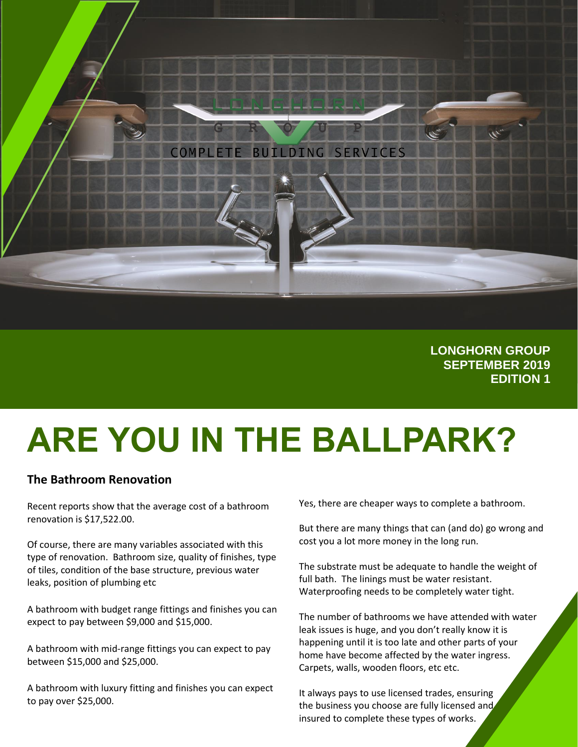LONGHORN GROUP
COMPLETE BUILDING SERVICES

**LONGHORN GROUP**
**SEPTEMBER 2019**
**EDITION 1**

# ARE YOU IN THE BALLPARK?

## The Bathroom Renovation

Recent reports show that the average cost of a bathroom renovation is $17,522.00.

Of course, there are many variables associated with this type of renovation. Bathroom size, quality of finishes, type of tiles, condition of the base structure, previous water leaks, position of plumbing etc

A bathroom with budget range fittings and finishes you can expect to pay between $9,000 and $15,000.

A bathroom with mid-range fittings you can expect to pay between $15,000 and $25,000.

A bathroom with luxury fitting and finishes you can expect to pay over $25,000.

Yes, there are cheaper ways to complete a bathroom.

But there are many things that can (and do) go wrong and cost you a lot more money in the long run.

The substrate must be adequate to handle the weight of full bath. The linings must be water resistant. Waterproofing needs to be completely water tight.

The number of bathrooms we have attended with water leak issues is huge, and you don't really know it is happening until it is too late and other parts of your home have become affected by the water ingress. Carpets, walls, wooden floors, etc etc.

It always pays to use licensed trades, ensuring the business you choose are fully licensed and insured to complete these types of works.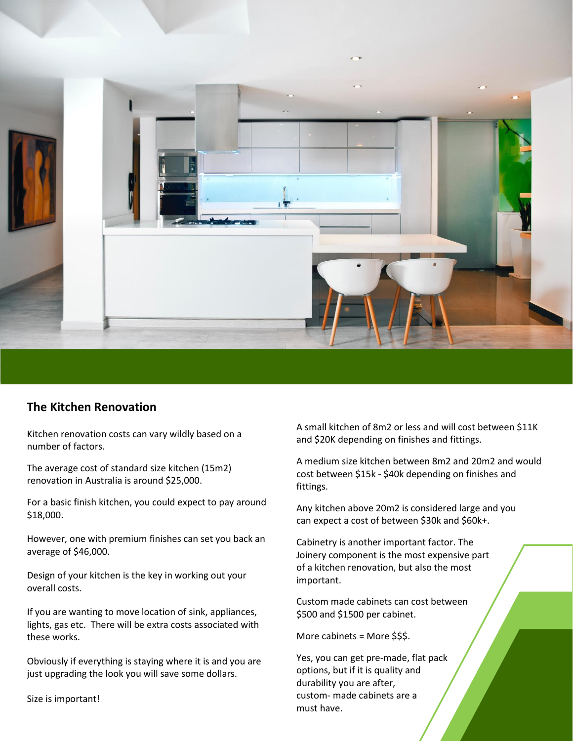## The Kitchen Renovation

Kitchen renovation costs can vary wildly based on a number of factors.

The average cost of standard size kitchen (15m2) renovation in Australia is around $25,000.

For a basic finish kitchen, you could expect to pay around $18,000.

However, one with premium finishes can set you back an average of $46,000.

Design of your kitchen is the key in working out your overall costs.

If you are wanting to move location of sink, appliances, lights, gas etc. There will be extra costs associated with these works.

Obviously if everything is staying where it is and you are just upgrading the look you will save some dollars.

Size is important!

A small kitchen of 8m2 or less and will cost between $11K and $20K depending on finishes and fittings.

A medium size kitchen between 8m2 and 20m2 and would cost between $15k - $40k depending on finishes and fittings.

Any kitchen above 20m2 is considered large and you can expect a cost of between $30k and $60k+.

Cabinetry is another important factor. The Joinery component is the most expensive part of a kitchen renovation, but also the most important.

Custom made cabinets can cost between $500 and $1500 per cabinet.

More cabinets = More $$$.

Yes, you can get pre-made, flat pack options, but if it is quality and durability you are after, custom- made cabinets are a must have.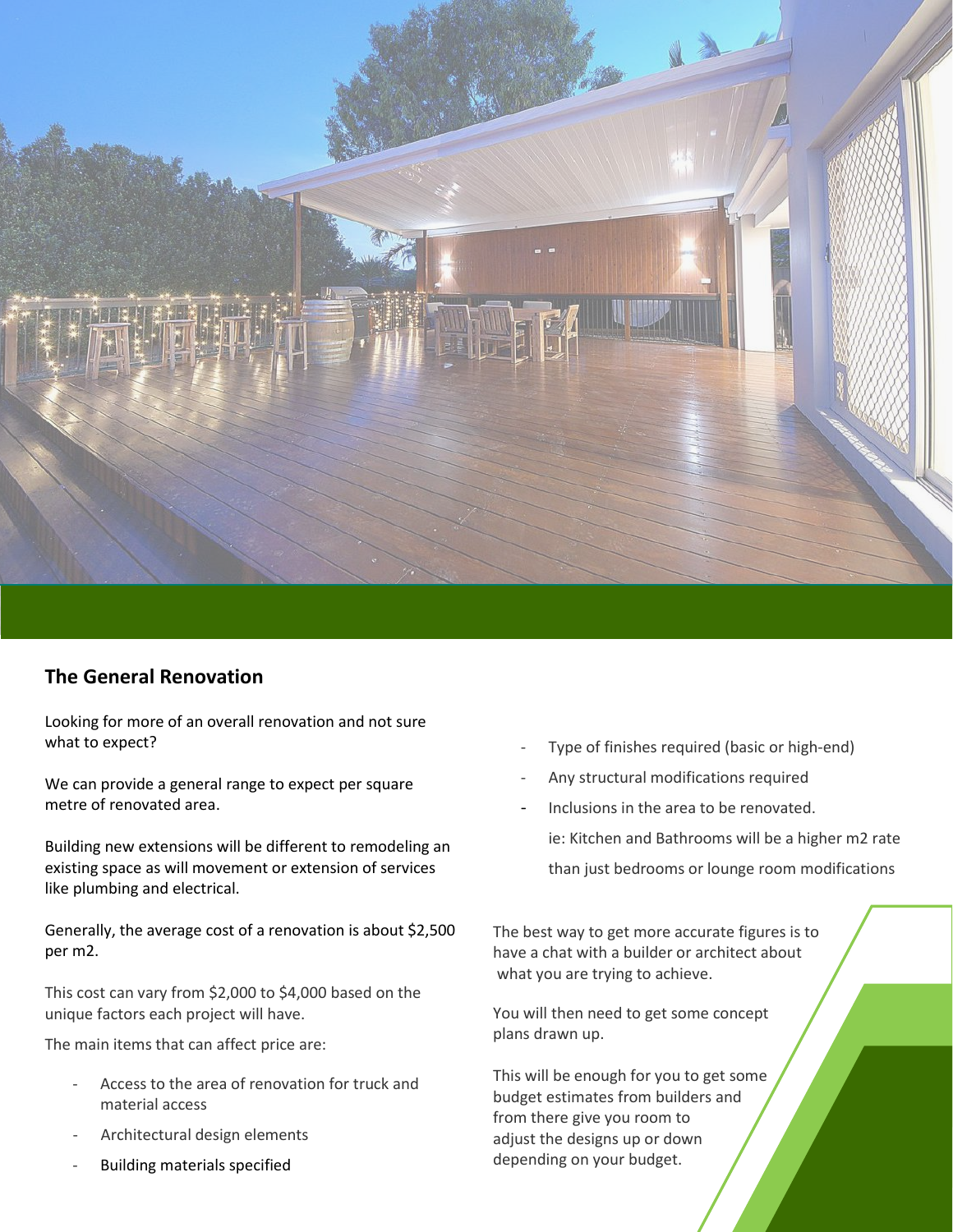## The General Renovation

Looking for more of an overall renovation and not sure what to expect?

We can provide a general range to expect per square metre of renovated area.

Building new extensions will be different to remodeling an existing space as will movement or extension of services like plumbing and electrical.

Generally, the average cost of a renovation is about $2,500 per m2.

This cost can vary from $2,000 to $4,000 based on the unique factors each project will have.

The main items that can affect price are:

- Access to the area of renovation for truck and material access
- Architectural design elements
- Building materials specified
- Type of finishes required (basic or high-end)
- Any structural modifications required
- Inclusions in the area to be renovated.
  ie: Kitchen and Bathrooms will be a higher m2 rate than just bedrooms or lounge room modifications

The best way to get more accurate figures is to have a chat with a builder or architect about what you are trying to achieve.

You will then need to get some concept plans drawn up.

This will be enough for you to get some budget estimates from builders and from there give you room to adjust the designs up or down depending on your budget.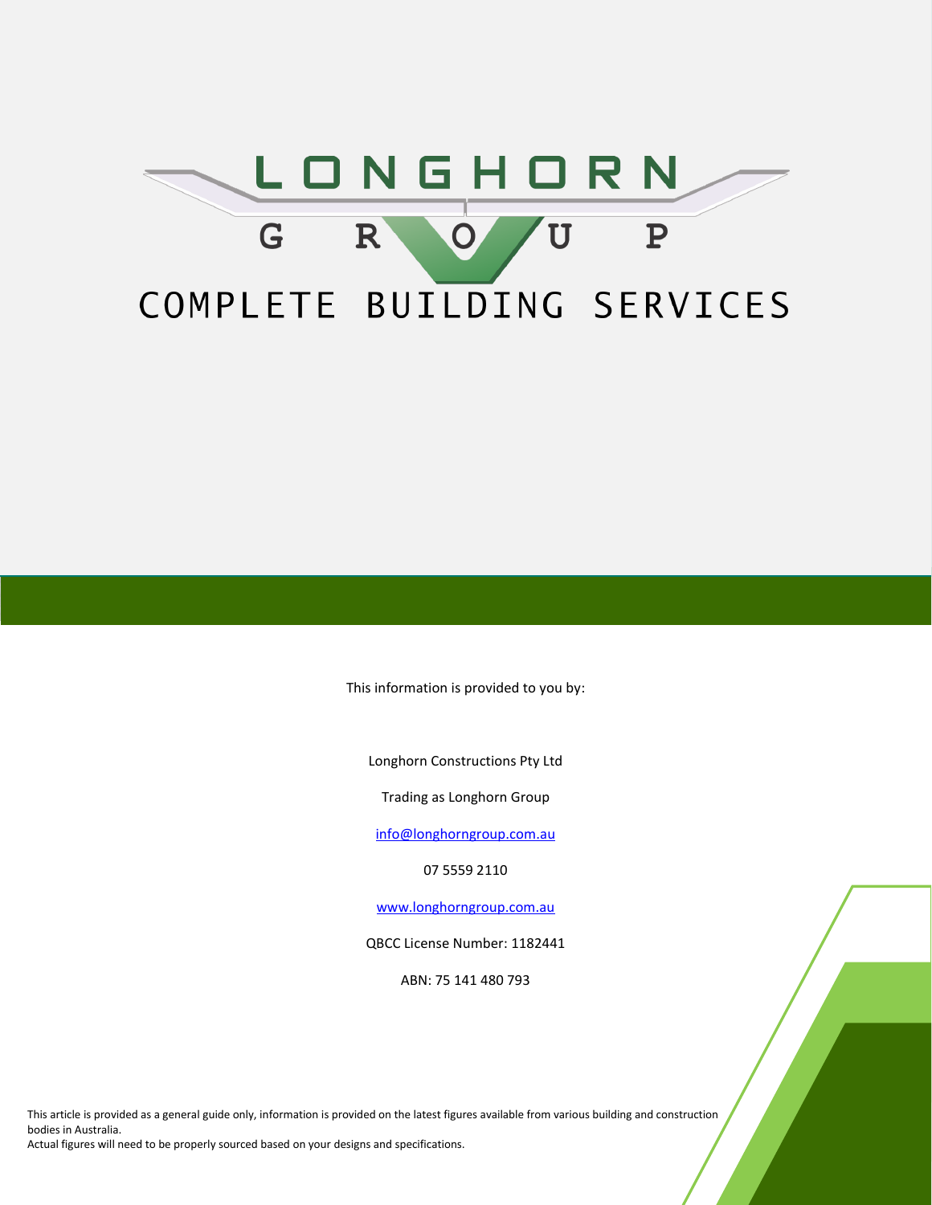LONGHORN

GROUP

COMPLETE BUILDING SERVICES

This information is provided to you by:

Longhorn Constructions Pty Ltd

Trading as Longhorn Group

info@longhorngroup.com.au

07 5559 2110

www.longhorngroup.com.au

QBCC License Number: 1182441

ABN: 75 141 480 793

This article is provided as a general guide only, information is provided on the latest figures available from various building and construction bodies in Australia.
Actual figures will need to be properly sourced based on your designs and specifications.